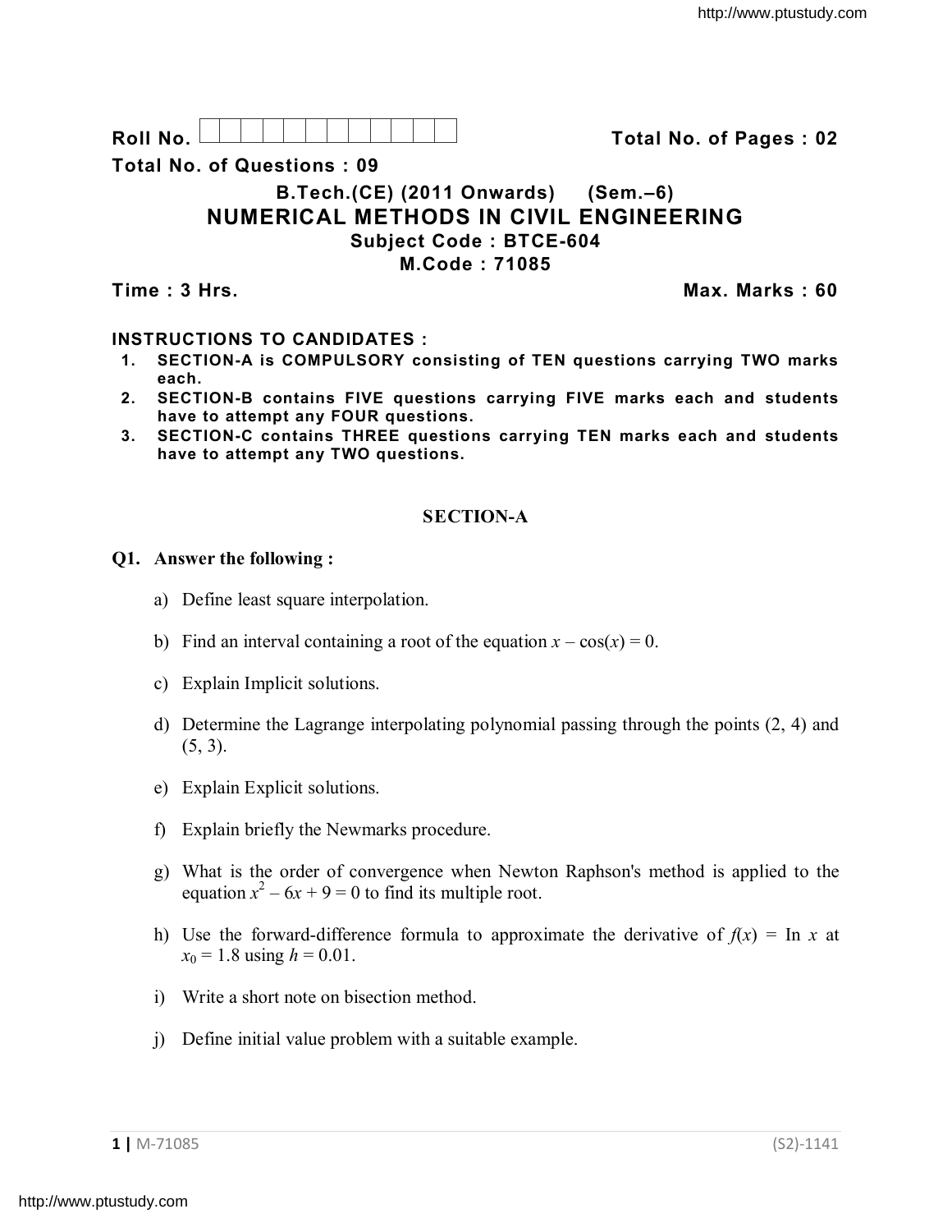**Roll No.** **Total No. of Pages : 02**

**Total No. of Questions : 09**

# B.Tech.(CE) (2011 Onwards) (Sem.–6)
# NUMERICAL METHODS IN CIVIL ENGINEERING
## Subject Code : BTCE-604
## M.Code : 71085

**Time : 3 Hrs.** **Max. Marks : 60**

**INSTRUCTIONS TO CANDIDATES :**

1. **SECTION-A is COMPULSORY consisting of TEN questions carrying TWO marks each.**
2. **SECTION-B contains FIVE questions carrying FIVE marks each and students have to attempt any FOUR questions.**
3. **SECTION-C contains THREE questions carrying TEN marks each and students have to attempt any TWO questions.**

## SECTION-A

**Q1. Answer the following :**

a) Define least square interpolation.

b) Find an interval containing a root of the equation $x - \cos(x) = 0$.

c) Explain Implicit solutions.

d) Determine the Lagrange interpolating polynomial passing through the points (2, 4) and (5, 3).

e) Explain Explicit solutions.

f) Explain briefly the Newmarks procedure.

g) What is the order of convergence when Newton Raphson's method is applied to the equation $x^2 - 6x + 9 = 0$ to find its multiple root.

h) Use the forward-difference formula to approximate the derivative of $f(x)$ = In $x$ at $x_0 = 1.8$ using $h = 0.01$.

i) Write a short note on bisection method.

j) Define initial value problem with a suitable example.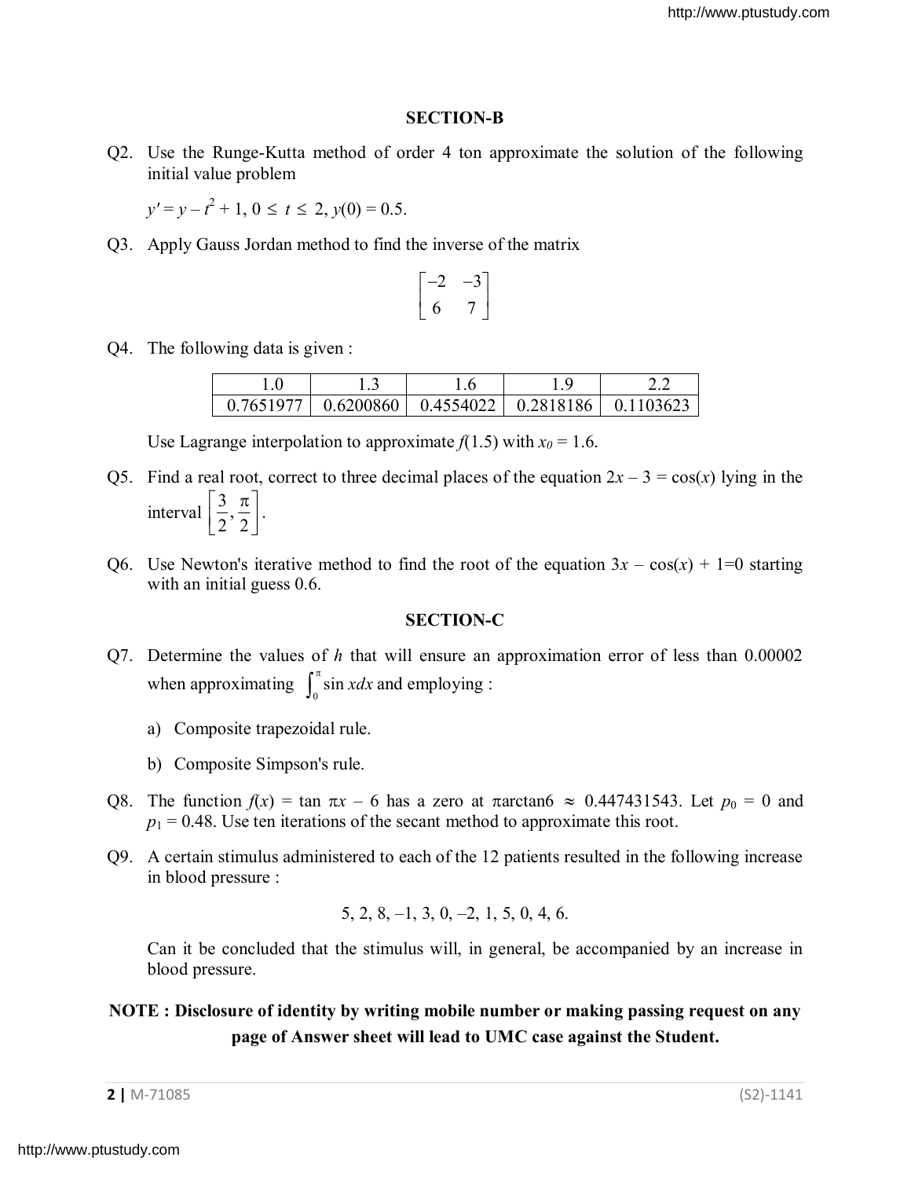## SECTION-B

Q2. Use the Runge-Kutta method of order 4 ton approximate the solution of the following initial value problem

$y' = y - t^2 + 1,\ 0 \le t \le 2,\ y(0) = 0.5.$

Q3. Apply Gauss Jordan method to find the inverse of the matrix

$$\begin{bmatrix} -2 & -3 \\ 6 & 7 \end{bmatrix}$$

Q4. The following data is given :

| | | | | |
|---|---|---|---|---|
| 1.0 | 1.3 | 1.6 | 1.9 | 2.2 |
| 0.7651977 | 0.6200860 | 0.4554022 | 0.2818186 | 0.1103623 |

Use Lagrange interpolation to approximate $f(1.5)$ with $x_0 = 1.6$.

Q5. Find a real root, correct to three decimal places of the equation $2x - 3 = \cos(x)$ lying in the interval $\left[\frac{3}{2}, \frac{\pi}{2}\right]$.

Q6. Use Newton's iterative method to find the root of the equation $3x - \cos(x) + 1=0$ starting with an initial guess 0.6.

## SECTION-C

Q7. Determine the values of $h$ that will ensure an approximation error of less than 0.00002 when approximating $\int_0^\pi \sin x dx$ and employing :

a) Composite trapezoidal rule.

b) Composite Simpson's rule.

Q8. The function $f(x) = \tan \pi x - 6$ has a zero at $\pi \arctan 6 \approx 0.447431543$. Let $p_0 = 0$ and $p_1 = 0.48$. Use ten iterations of the secant method to approximate this root.

Q9. A certain stimulus administered to each of the 12 patients resulted in the following increase in blood pressure :

5, 2, 8, –1, 3, 0, –2, 1, 5, 0, 4, 6.

Can it be concluded that the stimulus will, in general, be accompanied by an increase in blood pressure.

**NOTE : Disclosure of identity by writing mobile number or making passing request on any page of Answer sheet will lead to UMC case against the Student.**